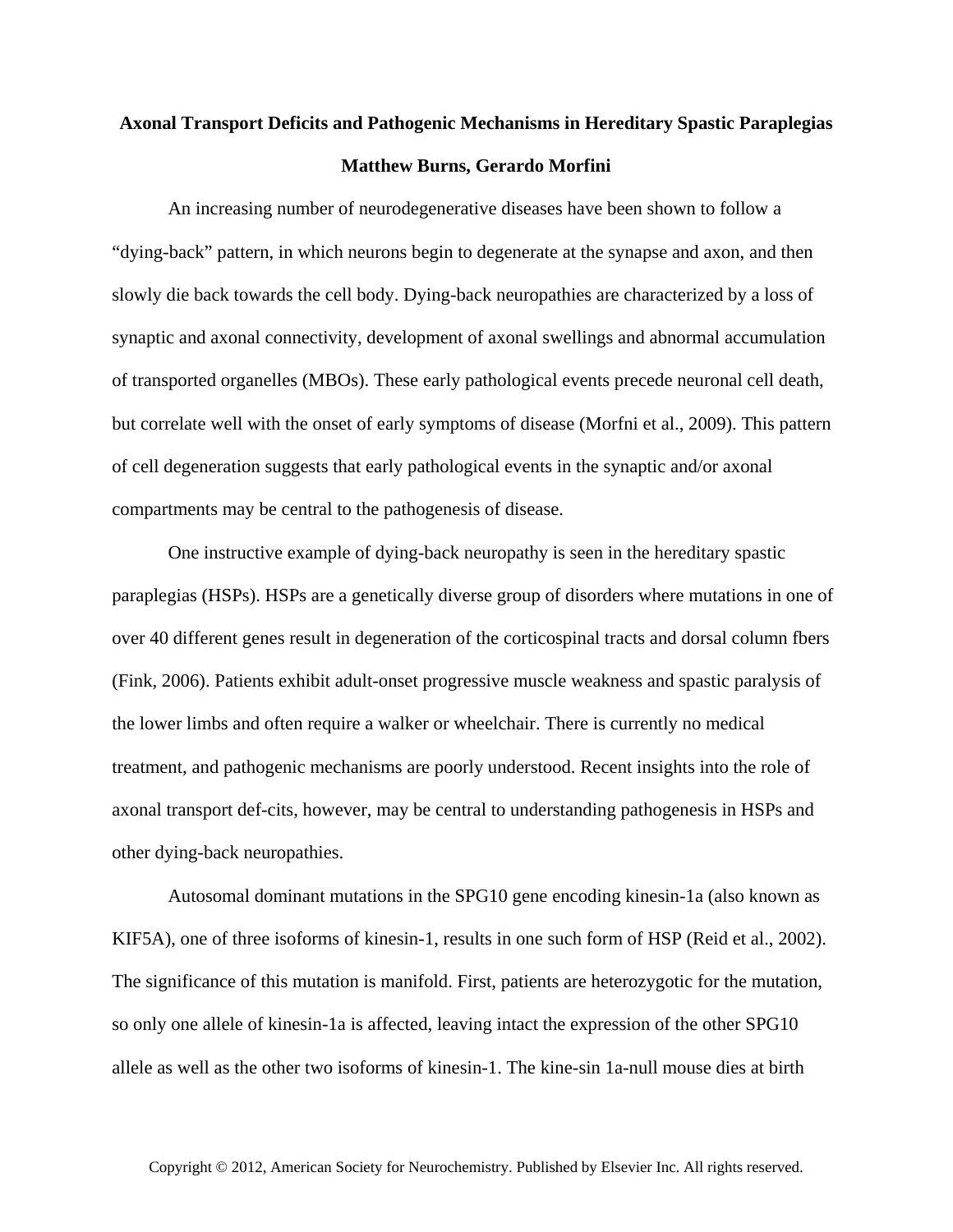**Axonal Transport Deficits and Pathogenic Mechanisms in Hereditary Spastic Paraplegias**

**Matthew Burns, Gerardo Morfini**

An increasing number of neurodegenerative diseases have been shown to follow a "dying-back" pattern, in which neurons begin to degenerate at the synapse and axon, and then slowly die back towards the cell body. Dying-back neuropathies are characterized by a loss of synaptic and axonal connectivity, development of axonal swellings and abnormal accumulation of transported organelles (MBOs). These early pathological events precede neuronal cell death, but correlate well with the onset of early symptoms of disease (Morfni et al., 2009). This pattern of cell degeneration suggests that early pathological events in the synaptic and/or axonal compartments may be central to the pathogenesis of disease.

One instructive example of dying-back neuropathy is seen in the hereditary spastic paraplegias (HSPs). HSPs are a genetically diverse group of disorders where mutations in one of over 40 different genes result in degeneration of the corticospinal tracts and dorsal column fbers (Fink, 2006). Patients exhibit adult-onset progressive muscle weakness and spastic paralysis of the lower limbs and often require a walker or wheelchair. There is currently no medical treatment, and pathogenic mechanisms are poorly understood. Recent insights into the role of axonal transport def-cits, however, may be central to understanding pathogenesis in HSPs and other dying-back neuropathies.

Autosomal dominant mutations in the SPG10 gene encoding kinesin-1a (also known as KIF5A), one of three isoforms of kinesin-1, results in one such form of HSP (Reid et al., 2002). The significance of this mutation is manifold. First, patients are heterozygotic for the mutation, so only one allele of kinesin-1a is affected, leaving intact the expression of the other SPG10 allele as well as the other two isoforms of kinesin-1. The kine-sin 1a-null mouse dies at birth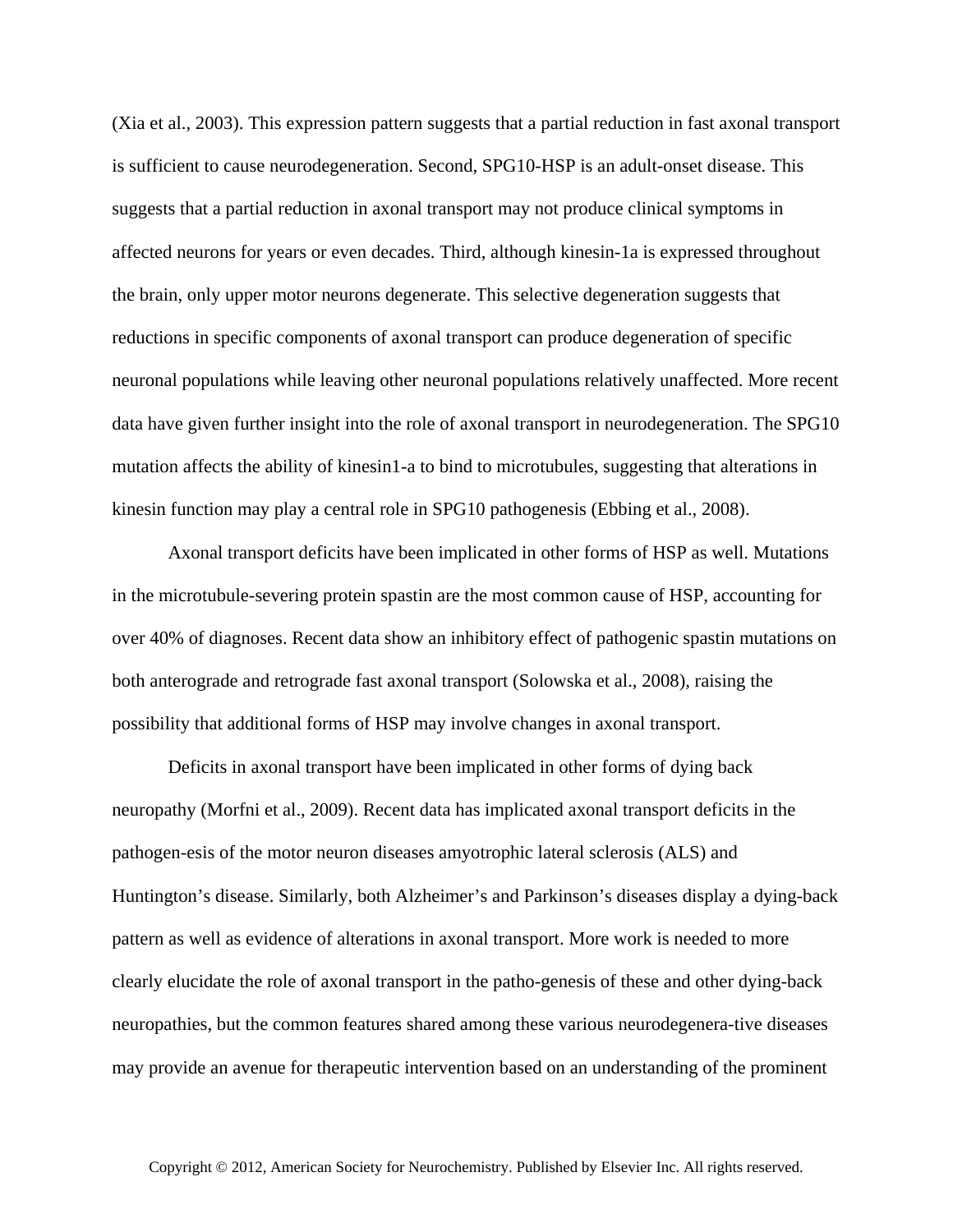(Xia et al., 2003). This expression pattern suggests that a partial reduction in fast axonal transport is sufficient to cause neurodegeneration. Second, SPG10-HSP is an adult-onset disease. This suggests that a partial reduction in axonal transport may not produce clinical symptoms in affected neurons for years or even decades. Third, although kinesin-1a is expressed throughout the brain, only upper motor neurons degenerate. This selective degeneration suggests that reductions in specific components of axonal transport can produce degeneration of specific neuronal populations while leaving other neuronal populations relatively unaffected. More recent data have given further insight into the role of axonal transport in neurodegeneration. The SPG10 mutation affects the ability of kinesin1-a to bind to microtubules, suggesting that alterations in kinesin function may play a central role in SPG10 pathogenesis (Ebbing et al., 2008).

Axonal transport deficits have been implicated in other forms of HSP as well. Mutations in the microtubule-severing protein spastin are the most common cause of HSP, accounting for over 40% of diagnoses. Recent data show an inhibitory effect of pathogenic spastin mutations on both anterograde and retrograde fast axonal transport (Solowska et al., 2008), raising the possibility that additional forms of HSP may involve changes in axonal transport.

Deficits in axonal transport have been implicated in other forms of dying back neuropathy (Morfni et al., 2009). Recent data has implicated axonal transport deficits in the pathogen-esis of the motor neuron diseases amyotrophic lateral sclerosis (ALS) and Huntington's disease. Similarly, both Alzheimer's and Parkinson's diseases display a dying-back pattern as well as evidence of alterations in axonal transport. More work is needed to more clearly elucidate the role of axonal transport in the patho-genesis of these and other dying-back neuropathies, but the common features shared among these various neurodegenera-tive diseases may provide an avenue for therapeutic intervention based on an understanding of the prominent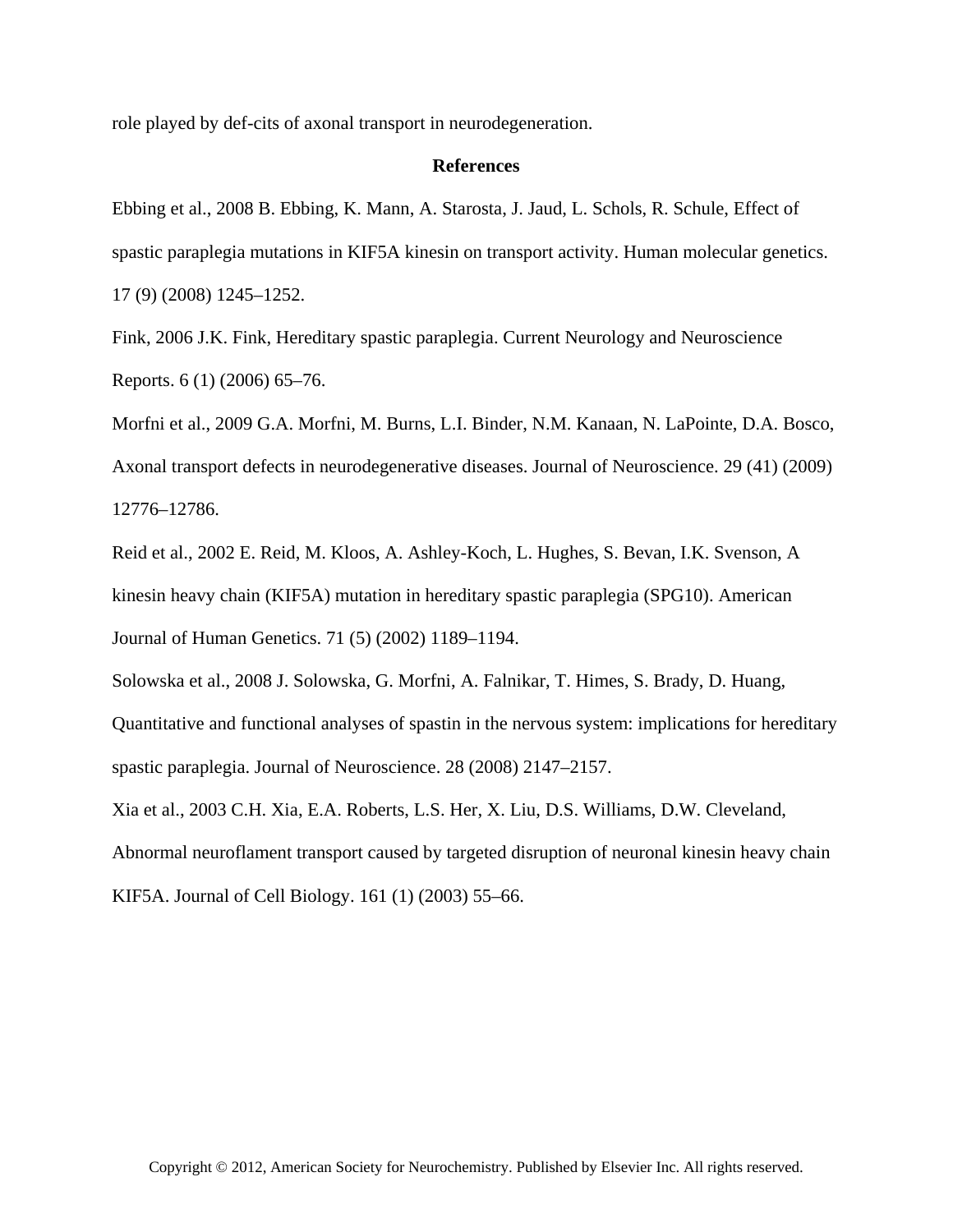role played by def-cits of axonal transport in neurodegeneration.

## References

Ebbing et al., 2008 B. Ebbing, K. Mann, A. Starosta, J. Jaud, L. Schols, R. Schule, Effect of spastic paraplegia mutations in KIF5A kinesin on transport activity. Human molecular genetics. 17 (9) (2008) 1245–1252.

Fink, 2006 J.K. Fink, Hereditary spastic paraplegia. Current Neurology and Neuroscience Reports. 6 (1) (2006) 65–76.

Morfni et al., 2009 G.A. Morfni, M. Burns, L.I. Binder, N.M. Kanaan, N. LaPointe, D.A. Bosco, Axonal transport defects in neurodegenerative diseases. Journal of Neuroscience. 29 (41) (2009) 12776–12786.

Reid et al., 2002 E. Reid, M. Kloos, A. Ashley-Koch, L. Hughes, S. Bevan, I.K. Svenson, A kinesin heavy chain (KIF5A) mutation in hereditary spastic paraplegia (SPG10). American Journal of Human Genetics. 71 (5) (2002) 1189–1194.

Solowska et al., 2008 J. Solowska, G. Morfni, A. Falnikar, T. Himes, S. Brady, D. Huang, Quantitative and functional analyses of spastin in the nervous system: implications for hereditary spastic paraplegia. Journal of Neuroscience. 28 (2008) 2147–2157.

Xia et al., 2003 C.H. Xia, E.A. Roberts, L.S. Her, X. Liu, D.S. Williams, D.W. Cleveland, Abnormal neuroflament transport caused by targeted disruption of neuronal kinesin heavy chain KIF5A. Journal of Cell Biology. 161 (1) (2003) 55–66.

Copyright © 2012, American Society for Neurochemistry. Published by Elsevier Inc. All rights reserved.